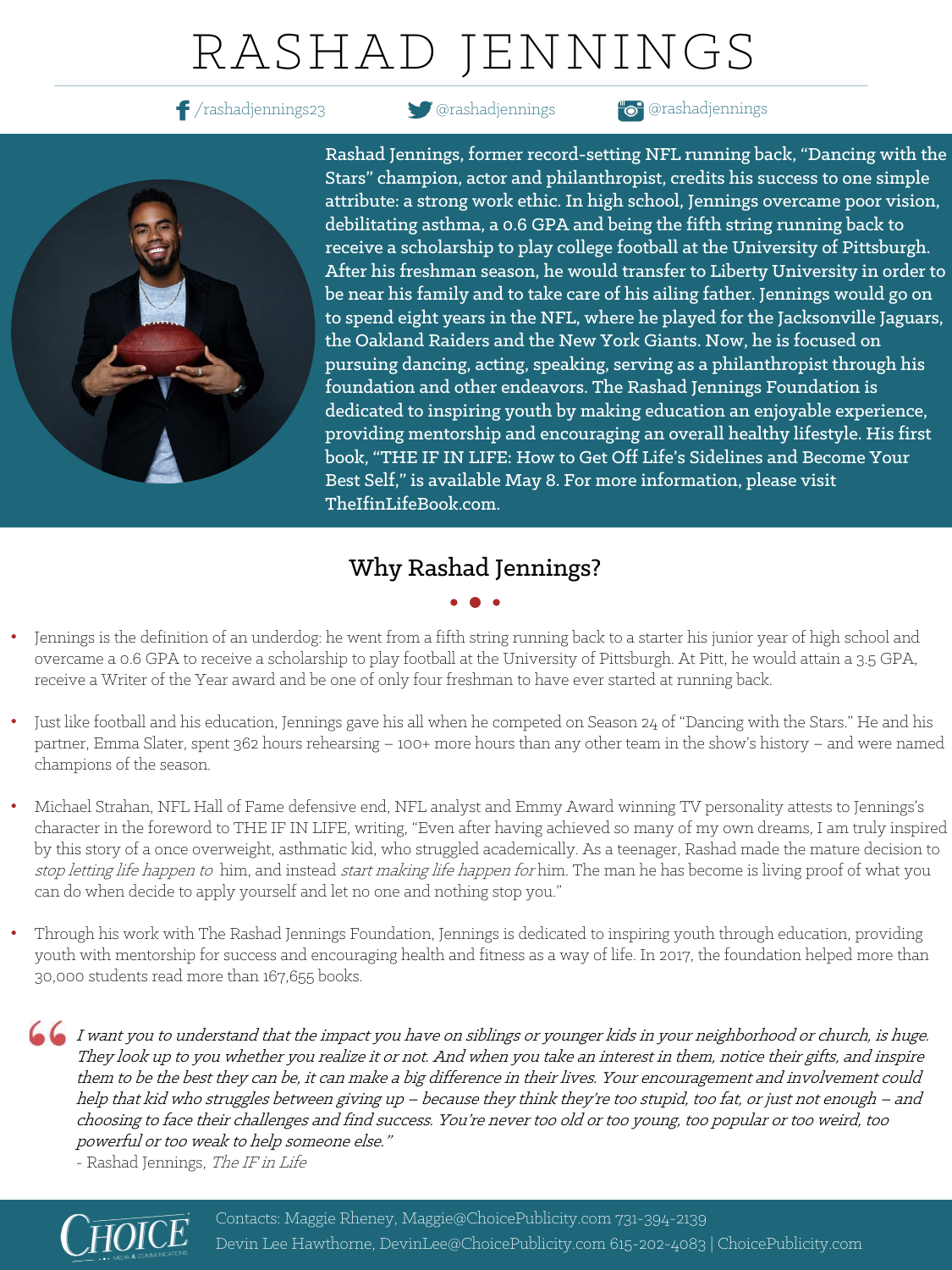# RASHAD JENNINGS

/rashadjennings23 | @rashadjennings | @rashadjennings

Rashad Jennings, former record-setting NFL running back, "Dancing with the Stars" champion, actor and philanthropist, credits his success to one simple attribute: a strong work ethic. In high school, Jennings overcame poor vision, debilitating asthma, a 0.6 GPA and being the fifth string running back to receive a scholarship to play college football at the University of Pittsburgh. After his freshman season, he would transfer to Liberty University in order to be near his family and to take care of his ailing father. Jennings would go on to spend eight years in the NFL, where he played for the Jacksonville Jaguars, the Oakland Raiders and the New York Giants. Now, he is focused on pursuing dancing, acting, speaking, serving as a philanthropist through his foundation and other endeavors. The Rashad Jennings Foundation is dedicated to inspiring youth by making education an enjoyable experience, providing mentorship and encouraging an overall healthy lifestyle. His first book, "THE IF IN LIFE: How to Get Off Life's Sidelines and Become Your Best Self," is available May 8. For more information, please visit TheIfinLifeBook.com.

## Why Rashad Jennings?

- Jennings is the definition of an underdog: he went from a fifth string running back to a starter his junior year of high school and overcame a 0.6 GPA to receive a scholarship to play football at the University of Pittsburgh. At Pitt, he would attain a 3.5 GPA, receive a Writer of the Year award and be one of only four freshman to have ever started at running back.

- Just like football and his education, Jennings gave his all when he competed on Season 24 of "Dancing with the Stars." He and his partner, Emma Slater, spent 362 hours rehearsing – 100+ more hours than any other team in the show's history – and were named champions of the season.

- Michael Strahan, NFL Hall of Fame defensive end, NFL analyst and Emmy Award winning TV personality attests to Jennings's character in the foreword to THE IF IN LIFE, writing, "Even after having achieved so many of my own dreams, I am truly inspired by this story of a once overweight, asthmatic kid, who struggled academically. As a teenager, Rashad made the mature decision to *stop letting life happen to* him, and instead *start making life happen for* him. The man he has become is living proof of what you can do when decide to apply yourself and let no one and nothing stop you."

- Through his work with The Rashad Jennings Foundation, Jennings is dedicated to inspiring youth through education, providing youth with mentorship for success and encouraging health and fitness as a way of life. In 2017, the foundation helped more than 30,000 students read more than 167,655 books.

> *I want you to understand that the impact you have on siblings or younger kids in your neighborhood or church, is huge. They look up to you whether you realize it or not. And when you take an interest in them, notice their gifts, and inspire them to be the best they can be, it can make a big difference in their lives. Your encouragement and involvement could help that kid who struggles between giving up – because they think they're too stupid, too fat, or just not enough – and choosing to face their challenges and find success. You're never too old or too young, too popular or too weird, too powerful or too weak to help someone else."*
>
> \- Rashad Jennings, *The IF in Life*

CHOICE MEDIA & COMMUNICATIONS

Contacts: Maggie Rheney, Maggie@ChoicePublicity.com 731-394-2139
Devin Lee Hawthorne, DevinLee@ChoicePublicity.com 615-202-4083 | ChoicePublicity.com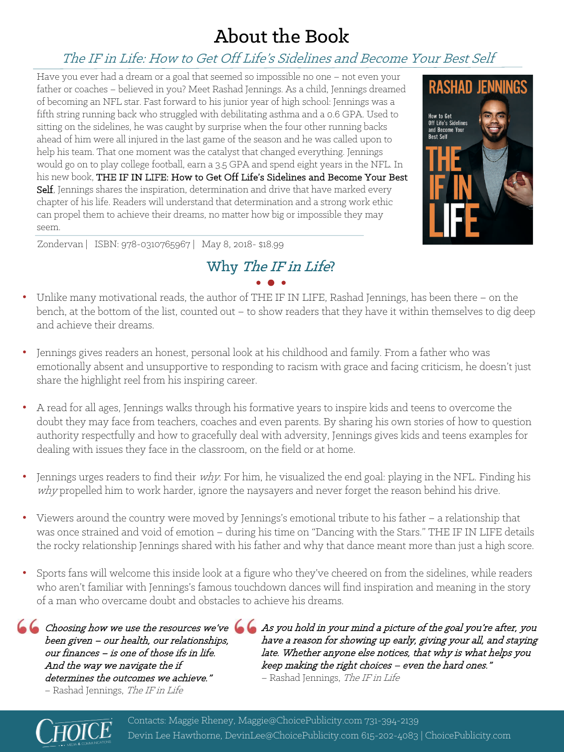# About the Book

## *The IF in Life: How to Get Off Life's Sidelines and Become Your Best Self*

Have you ever had a dream or a goal that seemed so impossible no one – not even your father or coaches – believed in you? Meet Rashad Jennings. As a child, Jennings dreamed of becoming an NFL star. Fast forward to his junior year of high school: Jennings was a fifth string running back who struggled with debilitating asthma and a 0.6 GPA. Used to sitting on the sidelines, he was caught by surprise when the four other running backs ahead of him were all injured in the last game of the season and he was called upon to help his team. That one moment was the catalyst that changed everything. Jennings would go on to play college football, earn a 3.5 GPA and spend eight years in the NFL. In his new book, THE IF IN LIFE: How to Get Off Life's Sidelines and Become Your Best Self, Jennings shares the inspiration, determination and drive that have marked every chapter of his life. Readers will understand that determination and a strong work ethic can propel them to achieve their dreams, no matter how big or impossible they may seem.

Zondervan | ISBN: 978-0310765967 | May 8, 2018- $18.99

## Why *The IF in Life*?

- Unlike many motivational reads, the author of THE IF IN LIFE, Rashad Jennings, has been there – on the bench, at the bottom of the list, counted out – to show readers that they have it within themselves to dig deep and achieve their dreams.

- Jennings gives readers an honest, personal look at his childhood and family. From a father who was emotionally absent and unsupportive to responding to racism with grace and facing criticism, he doesn't just share the highlight reel from his inspiring career.

- A read for all ages, Jennings walks through his formative years to inspire kids and teens to overcome the doubt they may face from teachers, coaches and even parents. By sharing his own stories of how to question authority respectfully and how to gracefully deal with adversity, Jennings gives kids and teens examples for dealing with issues they face in the classroom, on the field or at home.

- Jennings urges readers to find their *why*. For him, he visualized the end goal: playing in the NFL. Finding his *why* propelled him to work harder, ignore the naysayers and never forget the reason behind his drive.

- Viewers around the country were moved by Jennings's emotional tribute to his father – a relationship that was once strained and void of emotion – during his time on "Dancing with the Stars." THE IF IN LIFE details the rocky relationship Jennings shared with his father and why that dance meant more than just a high score.

- Sports fans will welcome this inside look at a figure who they've cheered on from the sidelines, while readers who aren't familiar with Jennings's famous touchdown dances will find inspiration and meaning in the story of a man who overcame doubt and obstacles to achieve his dreams.

> *Choosing how we use the resources we've been given – our health, our relationships, our finances – is one of those ifs in life. And the way we navigate the if determines the outcomes we achieve."*
> – Rashad Jennings, *The IF in Life*

> *As you hold in your mind a picture of the goal you're after, you have a reason for showing up early, giving your all, and staying late. Whether anyone else notices, that why is what helps you keep making the right choices – even the hard ones."*
> – Rashad Jennings, *The IF in Life*

Contacts: Maggie Rheney, Maggie@ChoicePublicity.com 731-394-2139
Devin Lee Hawthorne, DevinLee@ChoicePublicity.com 615-202-4083 | ChoicePublicity.com